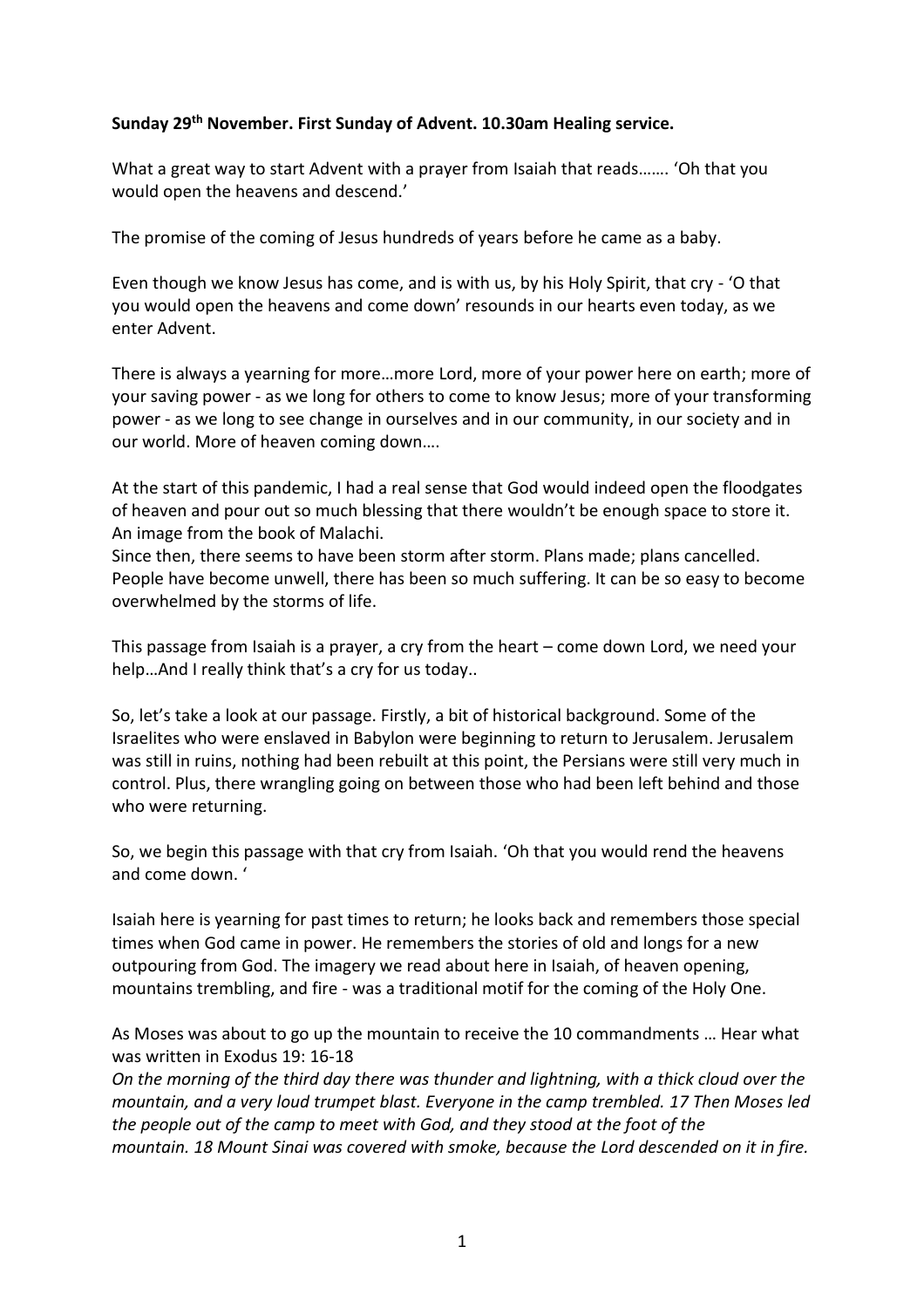**Sunday 29th November. First Sunday of Advent. 10.30am Healing service.**

What a great way to start Advent with a prayer from Isaiah that reads……. 'Oh that you would open the heavens and descend.'

The promise of the coming of Jesus hundreds of years before he came as a baby.

Even though we know Jesus has come, and is with us, by his Holy Spirit, that cry - 'O that you would open the heavens and come down' resounds in our hearts even today, as we enter Advent.

There is always a yearning for more…more Lord, more of your power here on earth; more of your saving power - as we long for others to come to know Jesus; more of your transforming power - as we long to see change in ourselves and in our community, in our society and in our world. More of heaven coming down….

At the start of this pandemic, I had a real sense that God would indeed open the floodgates of heaven and pour out so much blessing that there wouldn't be enough space to store it. An image from the book of Malachi.
Since then, there seems to have been storm after storm. Plans made; plans cancelled. People have become unwell, there has been so much suffering. It can be so easy to become overwhelmed by the storms of life.

This passage from Isaiah is a prayer, a cry from the heart – come down Lord, we need your help…And I really think that's a cry for us today..

So, let's take a look at our passage. Firstly, a bit of historical background. Some of the Israelites who were enslaved in Babylon were beginning to return to Jerusalem. Jerusalem was still in ruins, nothing had been rebuilt at this point, the Persians were still very much in control. Plus, there wrangling going on between those who had been left behind and those who were returning.

So, we begin this passage with that cry from Isaiah. 'Oh that you would rend the heavens and come down. '

Isaiah here is yearning for past times to return; he looks back and remembers those special times when God came in power. He remembers the stories of old and longs for a new outpouring from God. The imagery we read about here in Isaiah, of heaven opening, mountains trembling, and fire - was a traditional motif for the coming of the Holy One.

As Moses was about to go up the mountain to receive the 10 commandments … Hear what was written in Exodus 19: 16-18
*On the morning of the third day there was thunder and lightning, with a thick cloud over the mountain, and a very loud trumpet blast. Everyone in the camp trembled. 17 Then Moses led the people out of the camp to meet with God, and they stood at the foot of the mountain. 18 Mount Sinai was covered with smoke, because the Lord descended on it in fire.*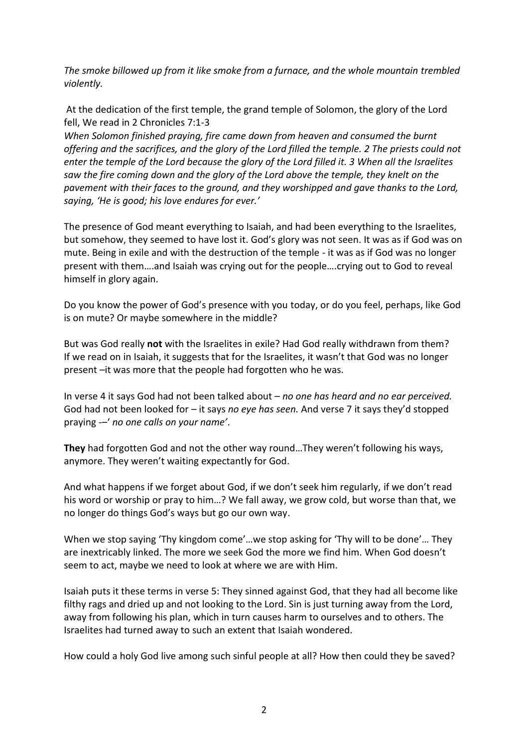*The smoke billowed up from it like smoke from a furnace, and the whole mountain trembled violently.*

At the dedication of the first temple, the grand temple of Solomon, the glory of the Lord fell, We read in 2 Chronicles 7:1-3
*When Solomon finished praying, fire came down from heaven and consumed the burnt offering and the sacrifices, and the glory of the Lord filled the temple. 2 The priests could not enter the temple of the Lord because the glory of the Lord filled it. 3 When all the Israelites saw the fire coming down and the glory of the Lord above the temple, they knelt on the pavement with their faces to the ground, and they worshipped and gave thanks to the Lord, saying, 'He is good; his love endures for ever.'*

The presence of God meant everything to Isaiah, and had been everything to the Israelites, but somehow, they seemed to have lost it. God's glory was not seen. It was as if God was on mute. Being in exile and with the destruction of the temple - it was as if God was no longer present with them….and Isaiah was crying out for the people….crying out to God to reveal himself in glory again.

Do you know the power of God's presence with you today, or do you feel, perhaps, like God is on mute? Or maybe somewhere in the middle?

But was God really **not** with the Israelites in exile? Had God really withdrawn from them? If we read on in Isaiah, it suggests that for the Israelites, it wasn't that God was no longer present –it was more that the people had forgotten who he was.

In verse 4 it says God had not been talked about – *no one has heard and no ear perceived.* God had not been looked for – it says *no eye has seen.* And verse 7 it says they'd stopped praying -–' *no one calls on your name'*.

**They** had forgotten God and not the other way round…They weren't following his ways, anymore. They weren't waiting expectantly for God.

And what happens if we forget about God, if we don't seek him regularly, if we don't read his word or worship or pray to him…? We fall away, we grow cold, but worse than that, we no longer do things God's ways but go our own way.

When we stop saying 'Thy kingdom come'…we stop asking for 'Thy will to be done'… They are inextricably linked. The more we seek God the more we find him. When God doesn't seem to act, maybe we need to look at where we are with Him.

Isaiah puts it these terms in verse 5: They sinned against God, that they had all become like filthy rags and dried up and not looking to the Lord. Sin is just turning away from the Lord, away from following his plan, which in turn causes harm to ourselves and to others. The Israelites had turned away to such an extent that Isaiah wondered.

How could a holy God live among such sinful people at all? How then could they be saved?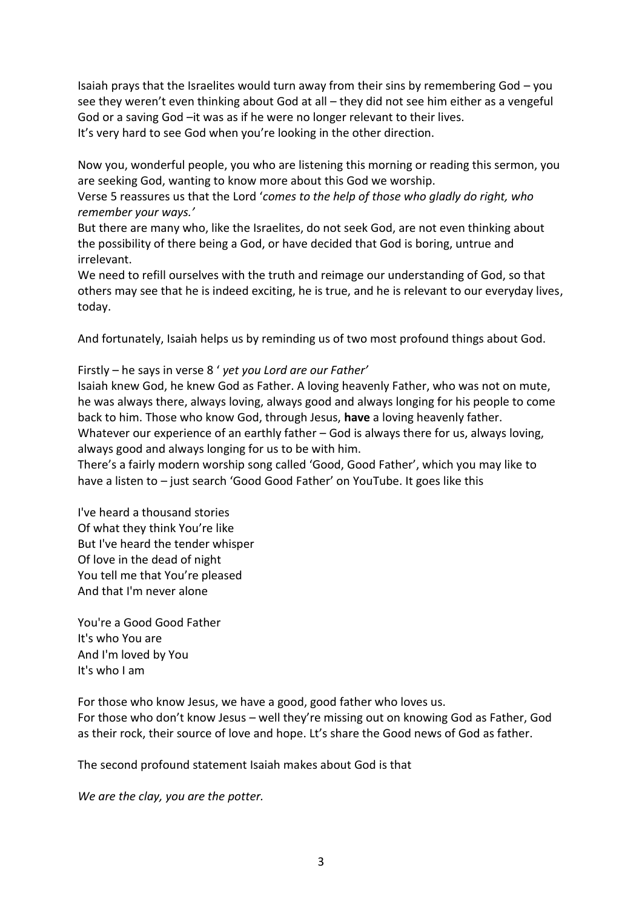Isaiah prays that the Israelites would turn away from their sins by remembering God – you see they weren't even thinking about God at all – they did not see him either as a vengeful God or a saving God –it was as if he were no longer relevant to their lives.
It's very hard to see God when you're looking in the other direction.

Now you, wonderful people, you who are listening this morning or reading this sermon, you are seeking God, wanting to know more about this God we worship.
Verse 5 reassures us that the Lord '*comes to the help of those who gladly do right, who remember your ways.'*
But there are many who, like the Israelites, do not seek God, are not even thinking about the possibility of there being a God, or have decided that God is boring, untrue and irrelevant.
We need to refill ourselves with the truth and reimage our understanding of God, so that others may see that he is indeed exciting, he is true, and he is relevant to our everyday lives, today.

And fortunately, Isaiah helps us by reminding us of two most profound things about God.

Firstly – he says in verse 8 ' *yet you Lord are our Father'*
Isaiah knew God, he knew God as Father. A loving heavenly Father, who was not on mute, he was always there, always loving, always good and always longing for his people to come back to him. Those who know God, through Jesus, **have** a loving heavenly father.
Whatever our experience of an earthly father – God is always there for us, always loving, always good and always longing for us to be with him.
There's a fairly modern worship song called 'Good, Good Father', which you may like to have a listen to – just search 'Good Good Father' on YouTube. It goes like this

I've heard a thousand stories
Of what they think You're like
But I've heard the tender whisper
Of love in the dead of night
You tell me that You're pleased
And that I'm never alone

You're a Good Good Father
It's who You are
And I'm loved by You
It's who I am

For those who know Jesus, we have a good, good father who loves us.
For those who don't know Jesus – well they're missing out on knowing God as Father, God as their rock, their source of love and hope. Lt's share the Good news of God as father.

The second profound statement Isaiah makes about God is that

*We are the clay, you are the potter.*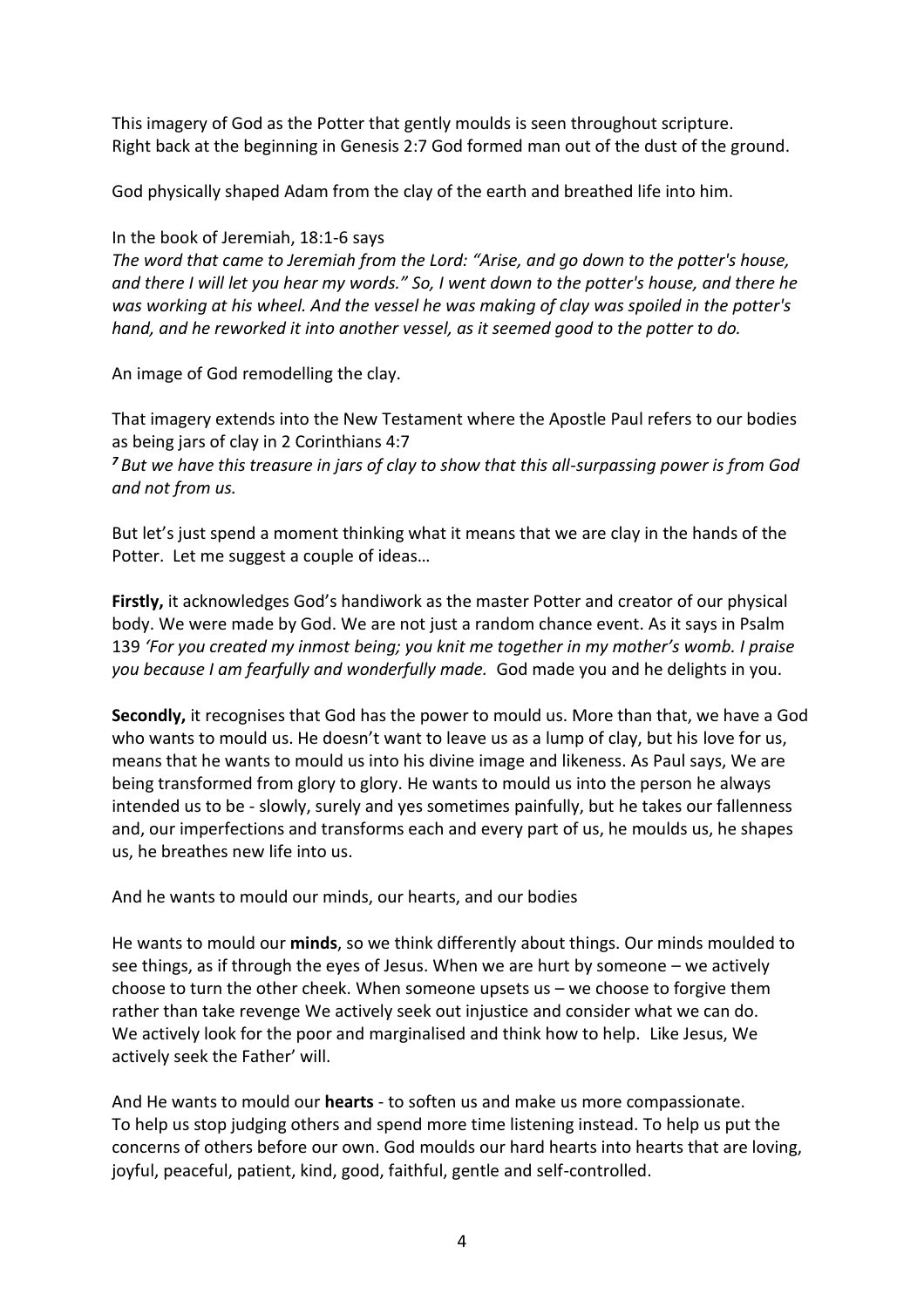This imagery of God as the Potter that gently moulds is seen throughout scripture.
Right back at the beginning in Genesis 2:7 God formed man out of the dust of the ground.

God physically shaped Adam from the clay of the earth and breathed life into him.

In the book of Jeremiah, 18:1-6 says
*The word that came to Jeremiah from the Lord: "Arise, and go down to the potter's house, and there I will let you hear my words." So, I went down to the potter's house, and there he was working at his wheel. And the vessel he was making of clay was spoiled in the potter's hand, and he reworked it into another vessel, as it seemed good to the potter to do.*

An image of God remodelling the clay.

That imagery extends into the New Testament where the Apostle Paul refers to our bodies as being jars of clay in 2 Corinthians 4:7
***7*** *But we have this treasure in jars of clay to show that this all-surpassing power is from God and not from us.*

But let's just spend a moment thinking what it means that we are clay in the hands of the Potter. Let me suggest a couple of ideas…

**Firstly,** it acknowledges God's handiwork as the master Potter and creator of our physical body. We were made by God. We are not just a random chance event. As it says in Psalm 139 *'For you created my inmost being; you knit me together in my mother's womb. I praise you because I am fearfully and wonderfully made.* God made you and he delights in you.

**Secondly,** it recognises that God has the power to mould us. More than that, we have a God who wants to mould us. He doesn't want to leave us as a lump of clay, but his love for us, means that he wants to mould us into his divine image and likeness. As Paul says, We are being transformed from glory to glory. He wants to mould us into the person he always intended us to be - slowly, surely and yes sometimes painfully, but he takes our fallenness and, our imperfections and transforms each and every part of us, he moulds us, he shapes us, he breathes new life into us.

And he wants to mould our minds, our hearts, and our bodies

He wants to mould our **minds**, so we think differently about things. Our minds moulded to see things, as if through the eyes of Jesus. When we are hurt by someone – we actively choose to turn the other cheek. When someone upsets us – we choose to forgive them rather than take revenge We actively seek out injustice and consider what we can do. We actively look for the poor and marginalised and think how to help. Like Jesus, We actively seek the Father' will.

And He wants to mould our **hearts** - to soften us and make us more compassionate. To help us stop judging others and spend more time listening instead. To help us put the concerns of others before our own. God moulds our hard hearts into hearts that are loving, joyful, peaceful, patient, kind, good, faithful, gentle and self-controlled.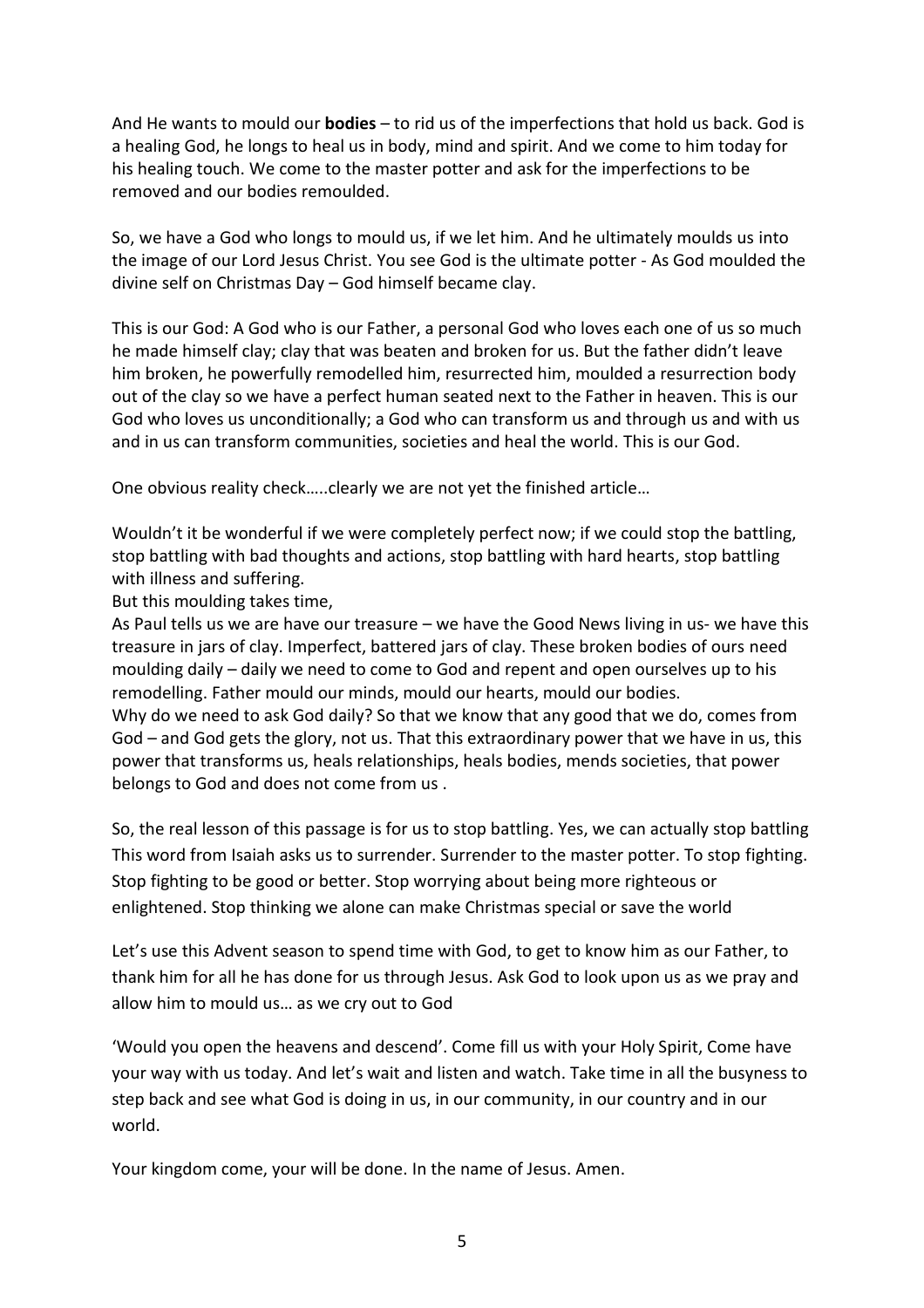And He wants to mould our **bodies** – to rid us of the imperfections that hold us back. God is a healing God, he longs to heal us in body, mind and spirit. And we come to him today for his healing touch. We come to the master potter and ask for the imperfections to be removed and our bodies remoulded.

So, we have a God who longs to mould us, if we let him. And he ultimately moulds us into the image of our Lord Jesus Christ. You see God is the ultimate potter - As God moulded the divine self on Christmas Day – God himself became clay.

This is our God: A God who is our Father, a personal God who loves each one of us so much he made himself clay; clay that was beaten and broken for us. But the father didn't leave him broken, he powerfully remodelled him, resurrected him, moulded a resurrection body out of the clay so we have a perfect human seated next to the Father in heaven. This is our God who loves us unconditionally; a God who can transform us and through us and with us and in us can transform communities, societies and heal the world. This is our God.

One obvious reality check…..clearly we are not yet the finished article…

Wouldn't it be wonderful if we were completely perfect now; if we could stop the battling, stop battling with bad thoughts and actions, stop battling with hard hearts, stop battling with illness and suffering.
But this moulding takes time,
As Paul tells us we are have our treasure – we have the Good News living in us- we have this treasure in jars of clay. Imperfect, battered jars of clay. These broken bodies of ours need moulding daily – daily we need to come to God and repent and open ourselves up to his remodelling. Father mould our minds, mould our hearts, mould our bodies.
Why do we need to ask God daily? So that we know that any good that we do, comes from God – and God gets the glory, not us. That this extraordinary power that we have in us, this power that transforms us, heals relationships, heals bodies, mends societies, that power belongs to God and does not come from us .

So, the real lesson of this passage is for us to stop battling. Yes, we can actually stop battling This word from Isaiah asks us to surrender. Surrender to the master potter. To stop fighting. Stop fighting to be good or better. Stop worrying about being more righteous or enlightened. Stop thinking we alone can make Christmas special or save the world

Let's use this Advent season to spend time with God, to get to know him as our Father, to thank him for all he has done for us through Jesus. Ask God to look upon us as we pray and allow him to mould us… as we cry out to God

'Would you open the heavens and descend'. Come fill us with your Holy Spirit, Come have your way with us today. And let's wait and listen and watch. Take time in all the busyness to step back and see what God is doing in us, in our community, in our country and in our world.

Your kingdom come, your will be done. In the name of Jesus. Amen.